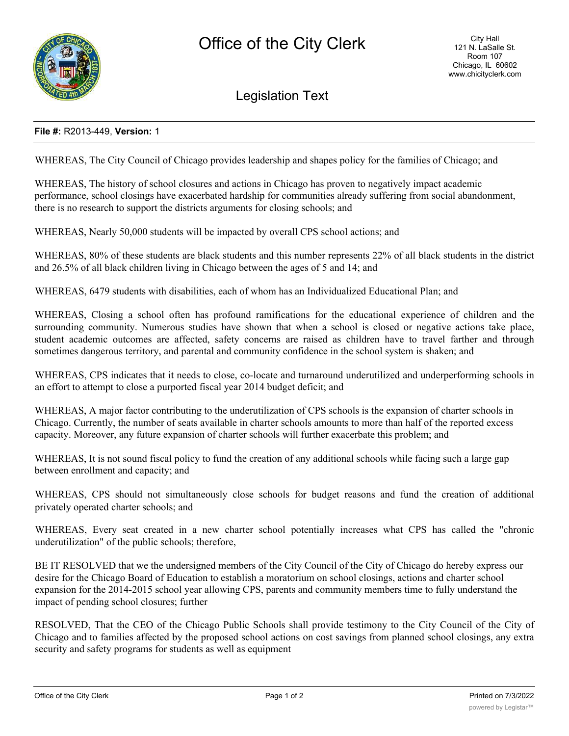# Office of the City Clerk

City Hall
121 N. LaSalle St.
Room 107
Chicago, IL 60602
www.chicityclerk.com

## Legislation Text

**File #:** R2013-449, **Version:** 1

WHEREAS, The City Council of Chicago provides leadership and shapes policy for the families of Chicago; and

WHEREAS, The history of school closures and actions in Chicago has proven to negatively impact academic performance, school closings have exacerbated hardship for communities already suffering from social abandonment, there is no research to support the districts arguments for closing schools; and

WHEREAS, Nearly 50,000 students will be impacted by overall CPS school actions; and

WHEREAS, 80% of these students are black students and this number represents 22% of all black students in the district and 26.5% of all black children living in Chicago between the ages of 5 and 14; and

WHEREAS, 6479 students with disabilities, each of whom has an Individualized Educational Plan; and

WHEREAS, Closing a school often has profound ramifications for the educational experience of children and the surrounding community. Numerous studies have shown that when a school is closed or negative actions take place, student academic outcomes are affected, safety concerns are raised as children have to travel farther and through sometimes dangerous territory, and parental and community confidence in the school system is shaken; and

WHEREAS, CPS indicates that it needs to close, co-locate and turnaround underutilized and underperforming schools in an effort to attempt to close a purported fiscal year 2014 budget deficit; and

WHEREAS, A major factor contributing to the underutilization of CPS schools is the expansion of charter schools in Chicago. Currently, the number of seats available in charter schools amounts to more than half of the reported excess capacity. Moreover, any future expansion of charter schools will further exacerbate this problem; and

WHEREAS, It is not sound fiscal policy to fund the creation of any additional schools while facing such a large gap between enrollment and capacity; and

WHEREAS, CPS should not simultaneously close schools for budget reasons and fund the creation of additional privately operated charter schools; and

WHEREAS, Every seat created in a new charter school potentially increases what CPS has called the "chronic underutilization" of the public schools; therefore,

BE IT RESOLVED that we the undersigned members of the City Council of the City of Chicago do hereby express our desire for the Chicago Board of Education to establish a moratorium on school closings, actions and charter school expansion for the 2014-2015 school year allowing CPS, parents and community members time to fully understand the impact of pending school closures; further

RESOLVED, That the CEO of the Chicago Public Schools shall provide testimony to the City Council of the City of Chicago and to families affected by the proposed school actions on cost savings from planned school closings, any extra security and safety programs for students as well as equipment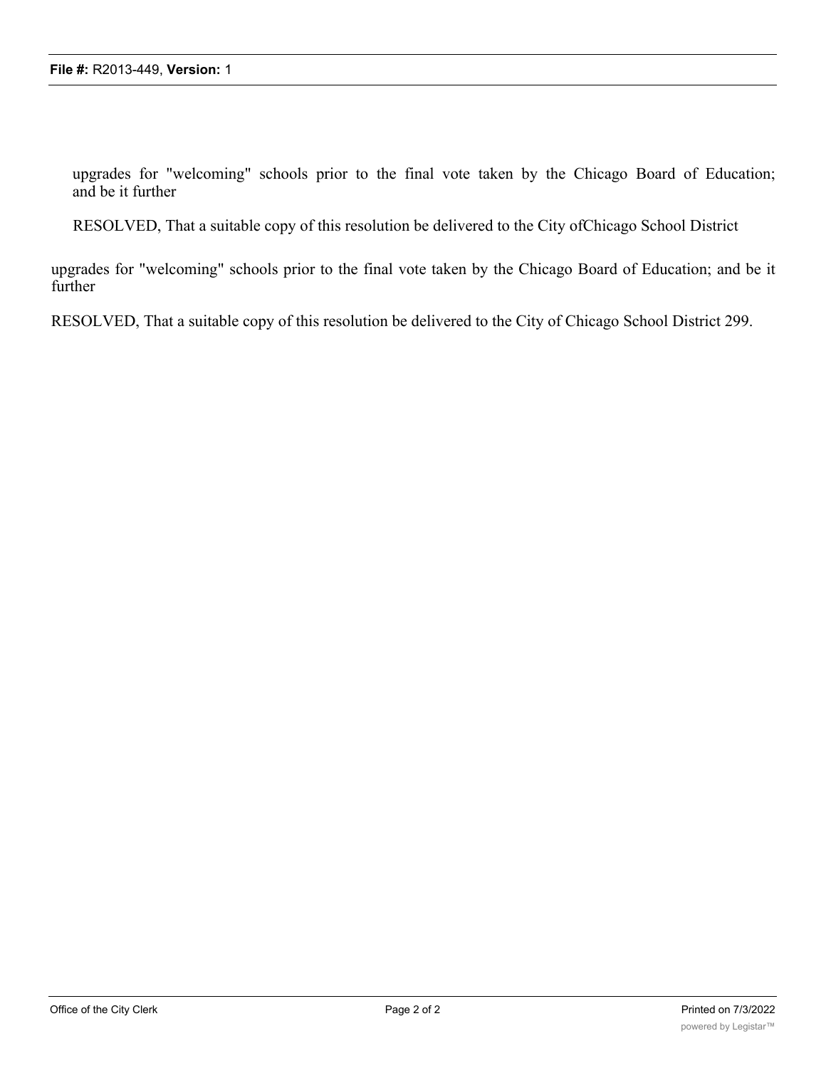upgrades for "welcoming" schools prior to the final vote taken by the Chicago Board of Education; and be it further

RESOLVED, That a suitable copy of this resolution be delivered to the City ofChicago School District

upgrades for "welcoming" schools prior to the final vote taken by the Chicago Board of Education; and be it further

RESOLVED, That a suitable copy of this resolution be delivered to the City of Chicago School District 299.